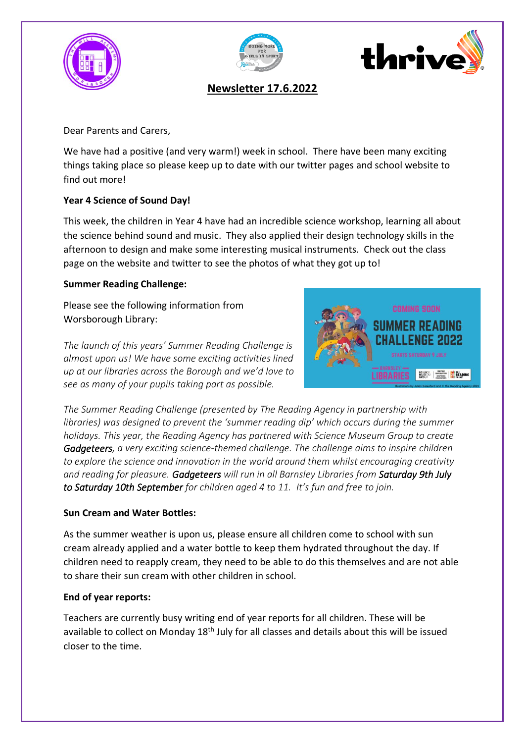# Newsletter 17.6.2022

Dear Parents and Carers,

We have had a positive (and very warm!) week in school. There have been many exciting things taking place so please keep up to date with our twitter pages and school website to find out more!

**Year 4 Science of Sound Day!**

This week, the children in Year 4 have had an incredible science workshop, learning all about the science behind sound and music. They also applied their design technology skills in the afternoon to design and make some interesting musical instruments. Check out the class page on the website and twitter to see the photos of what they got up to!

**Summer Reading Challenge:**

Please see the following information from Worsborough Library:

*The launch of this years' Summer Reading Challenge is almost upon us! We have some exciting activities lined up at our libraries across the Borough and we'd love to see as many of your pupils taking part as possible.*

*The Summer Reading Challenge (presented by The Reading Agency in partnership with libraries) was designed to prevent the 'summer reading dip' which occurs during the summer holidays. This year, the Reading Agency has partnered with Science Museum Group to create **Gadgeteers**, a very exciting science-themed challenge. The challenge aims to inspire children to explore the science and innovation in the world around them whilst encouraging creativity and reading for pleasure. **Gadgeteers** will run in all Barnsley Libraries from **Saturday 9th July to Saturday 10th September** for children aged 4 to 11. It's fun and free to join.*

**Sun Cream and Water Bottles:**

As the summer weather is upon us, please ensure all children come to school with sun cream already applied and a water bottle to keep them hydrated throughout the day. If children need to reapply cream, they need to be able to do this themselves and are not able to share their sun cream with other children in school.

**End of year reports:**

Teachers are currently busy writing end of year reports for all children. These will be available to collect on Monday 18th July for all classes and details about this will be issued closer to the time.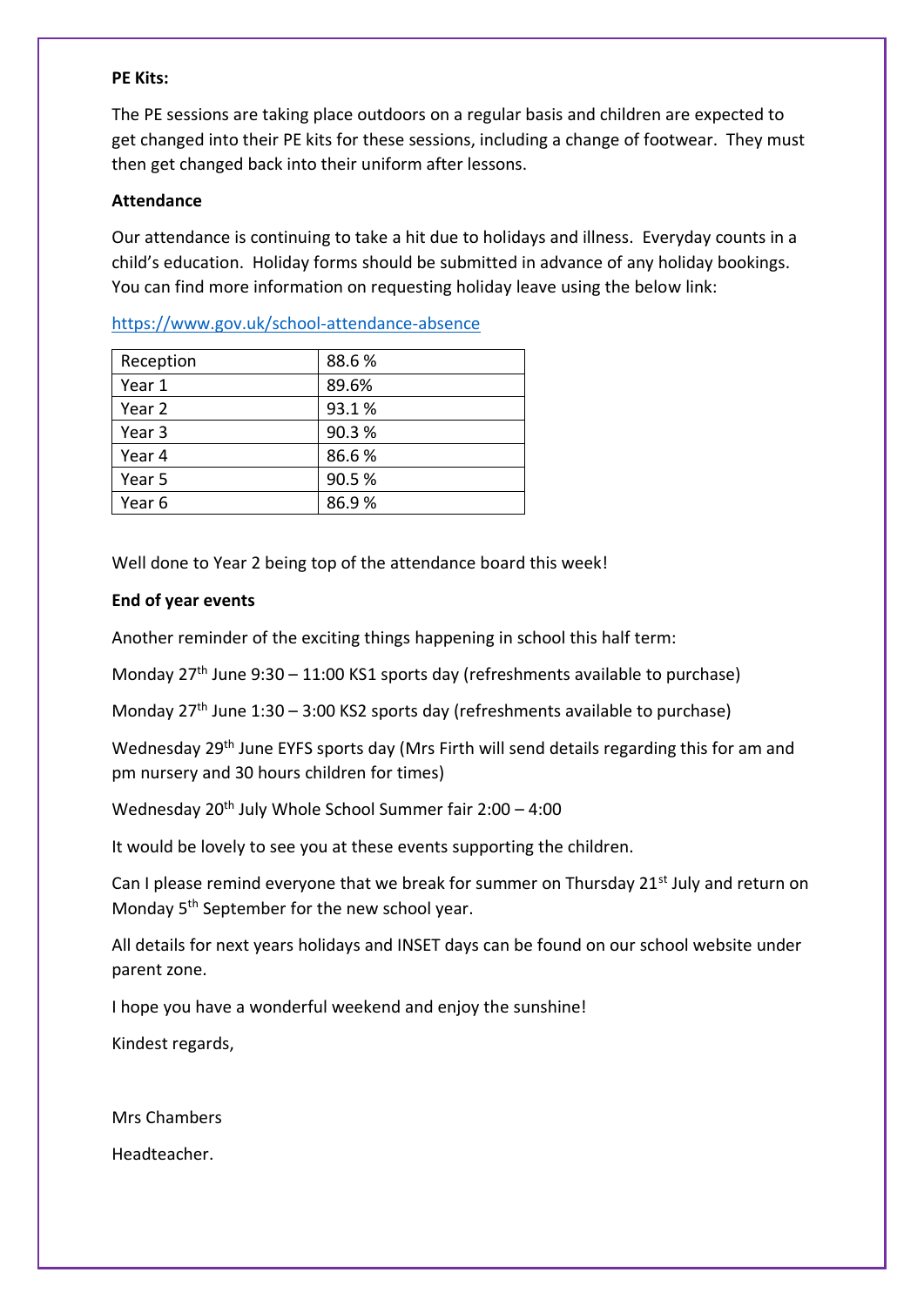**PE Kits:**

The PE sessions are taking place outdoors on a regular basis and children are expected to get changed into their PE kits for these sessions, including a change of footwear. They must then get changed back into their uniform after lessons.

**Attendance**

Our attendance is continuing to take a hit due to holidays and illness. Everyday counts in a child's education. Holiday forms should be submitted in advance of any holiday bookings. You can find more information on requesting holiday leave using the below link:

https://www.gov.uk/school-attendance-absence

| | |
|---|---|
| Reception | 88.6 % |
| Year 1 | 89.6% |
| Year 2 | 93.1 % |
| Year 3 | 90.3 % |
| Year 4 | 86.6 % |
| Year 5 | 90.5 % |
| Year 6 | 86.9 % |

Well done to Year 2 being top of the attendance board this week!

**End of year events**

Another reminder of the exciting things happening in school this half term:

Monday 27th June 9:30 – 11:00 KS1 sports day (refreshments available to purchase)

Monday 27th June 1:30 – 3:00 KS2 sports day (refreshments available to purchase)

Wednesday 29th June EYFS sports day (Mrs Firth will send details regarding this for am and pm nursery and 30 hours children for times)

Wednesday 20th July Whole School Summer fair 2:00 – 4:00

It would be lovely to see you at these events supporting the children.

Can I please remind everyone that we break for summer on Thursday 21st July and return on Monday 5th September for the new school year.

All details for next years holidays and INSET days can be found on our school website under parent zone.

I hope you have a wonderful weekend and enjoy the sunshine!

Kindest regards,

Mrs Chambers

Headteacher.